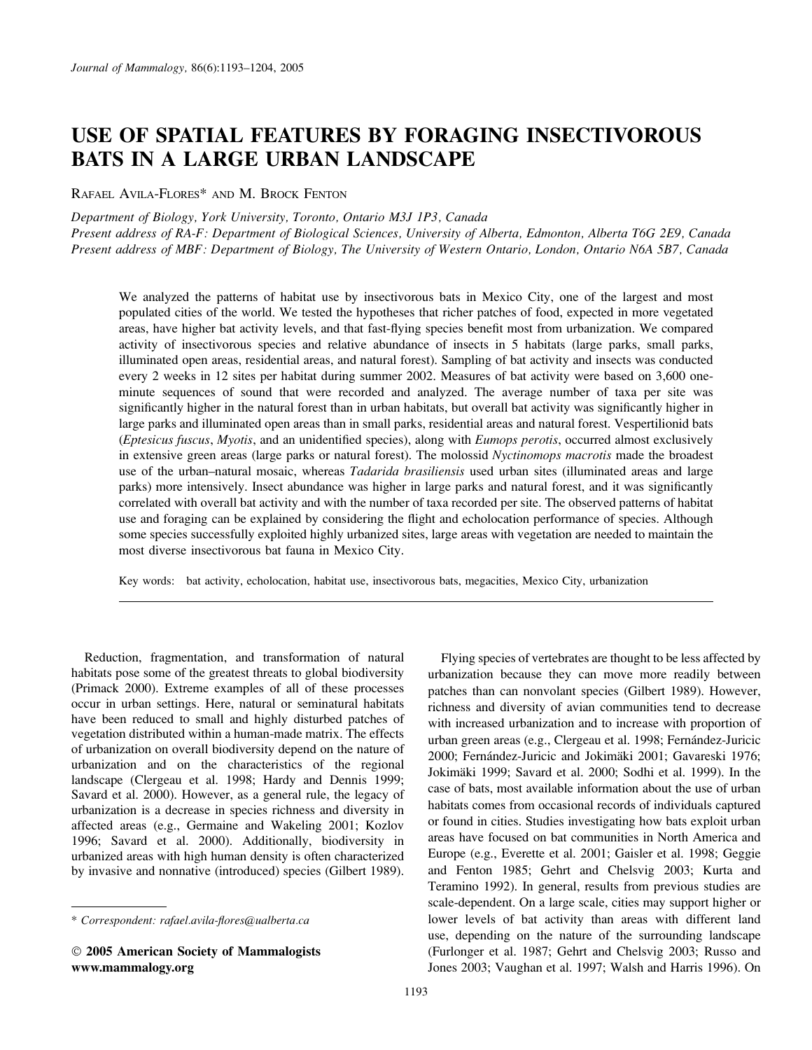# USE OF SPATIAL FEATURES BY FORAGING INSECTIVOROUS BATS IN A LARGE URBAN LANDSCAPE

RAFAEL AVILA-FLORES* AND M. BROCK FENTON

*Department of Biology, York University, Toronto, Ontario M3J 1P3, Canada*
*Present address of RA-F: Department of Biological Sciences, University of Alberta, Edmonton, Alberta T6G 2E9, Canada*
*Present address of MBF: Department of Biology, The University of Western Ontario, London, Ontario N6A 5B7, Canada*

We analyzed the patterns of habitat use by insectivorous bats in Mexico City, one of the largest and most populated cities of the world. We tested the hypotheses that richer patches of food, expected in more vegetated areas, have higher bat activity levels, and that fast-flying species benefit most from urbanization. We compared activity of insectivorous species and relative abundance of insects in 5 habitats (large parks, small parks, illuminated open areas, residential areas, and natural forest). Sampling of bat activity and insects was conducted every 2 weeks in 12 sites per habitat during summer 2002. Measures of bat activity were based on 3,600 one-minute sequences of sound that were recorded and analyzed. The average number of taxa per site was significantly higher in the natural forest than in urban habitats, but overall bat activity was significantly higher in large parks and illuminated open areas than in small parks, residential areas and natural forest. Vespertilionid bats (*Eptesicus fuscus*, *Myotis*, and an unidentified species), along with *Eumops perotis*, occurred almost exclusively in extensive green areas (large parks or natural forest). The molossid *Nyctinomops macrotis* made the broadest use of the urban–natural mosaic, whereas *Tadarida brasiliensis* used urban sites (illuminated areas and large parks) more intensively. Insect abundance was higher in large parks and natural forest, and it was significantly correlated with overall bat activity and with the number of taxa recorded per site. The observed patterns of habitat use and foraging can be explained by considering the flight and echolocation performance of species. Although some species successfully exploited highly urbanized sites, large areas with vegetation are needed to maintain the most diverse insectivorous bat fauna in Mexico City.

Key words: bat activity, echolocation, habitat use, insectivorous bats, megacities, Mexico City, urbanization

Reduction, fragmentation, and transformation of natural habitats pose some of the greatest threats to global biodiversity (Primack 2000). Extreme examples of all of these processes occur in urban settings. Here, natural or seminatural habitats have been reduced to small and highly disturbed patches of vegetation distributed within a human-made matrix. The effects of urbanization on overall biodiversity depend on the nature of urbanization and on the characteristics of the regional landscape (Clergeau et al. 1998; Hardy and Dennis 1999; Savard et al. 2000). However, as a general rule, the legacy of urbanization is a decrease in species richness and diversity in affected areas (e.g., Germaine and Wakeling 2001; Kozlov 1996; Savard et al. 2000). Additionally, biodiversity in urbanized areas with high human density is often characterized by invasive and nonnative (introduced) species (Gilbert 1989).

Flying species of vertebrates are thought to be less affected by urbanization because they can move more readily between patches than can nonvolant species (Gilbert 1989). However, richness and diversity of avian communities tend to decrease with increased urbanization and to increase with proportion of urban green areas (e.g., Clergeau et al. 1998; Fernández-Juricic 2000; Fernández-Juricic and Jokimäki 2001; Gavareski 1976; Jokimäki 1999; Savard et al. 2000; Sodhi et al. 1999). In the case of bats, most available information about the use of urban habitats comes from occasional records of individuals captured or found in cities. Studies investigating how bats exploit urban areas have focused on bat communities in North America and Europe (e.g., Everette et al. 2001; Gaisler et al. 1998; Geggie and Fenton 1985; Gehrt and Chelsvig 2003; Kurta and Teramino 1992). In general, results from previous studies are scale-dependent. On a large scale, cities may support higher or lower levels of bat activity than areas with different land use, depending on the nature of the surrounding landscape (Furlonger et al. 1987; Gehrt and Chelsvig 2003; Russo and Jones 2003; Vaughan et al. 1997; Walsh and Harris 1996). On

\* Correspondent: rafael.avila-flores@ualberta.ca

© 2005 American Society of Mammalogists
www.mammalogy.org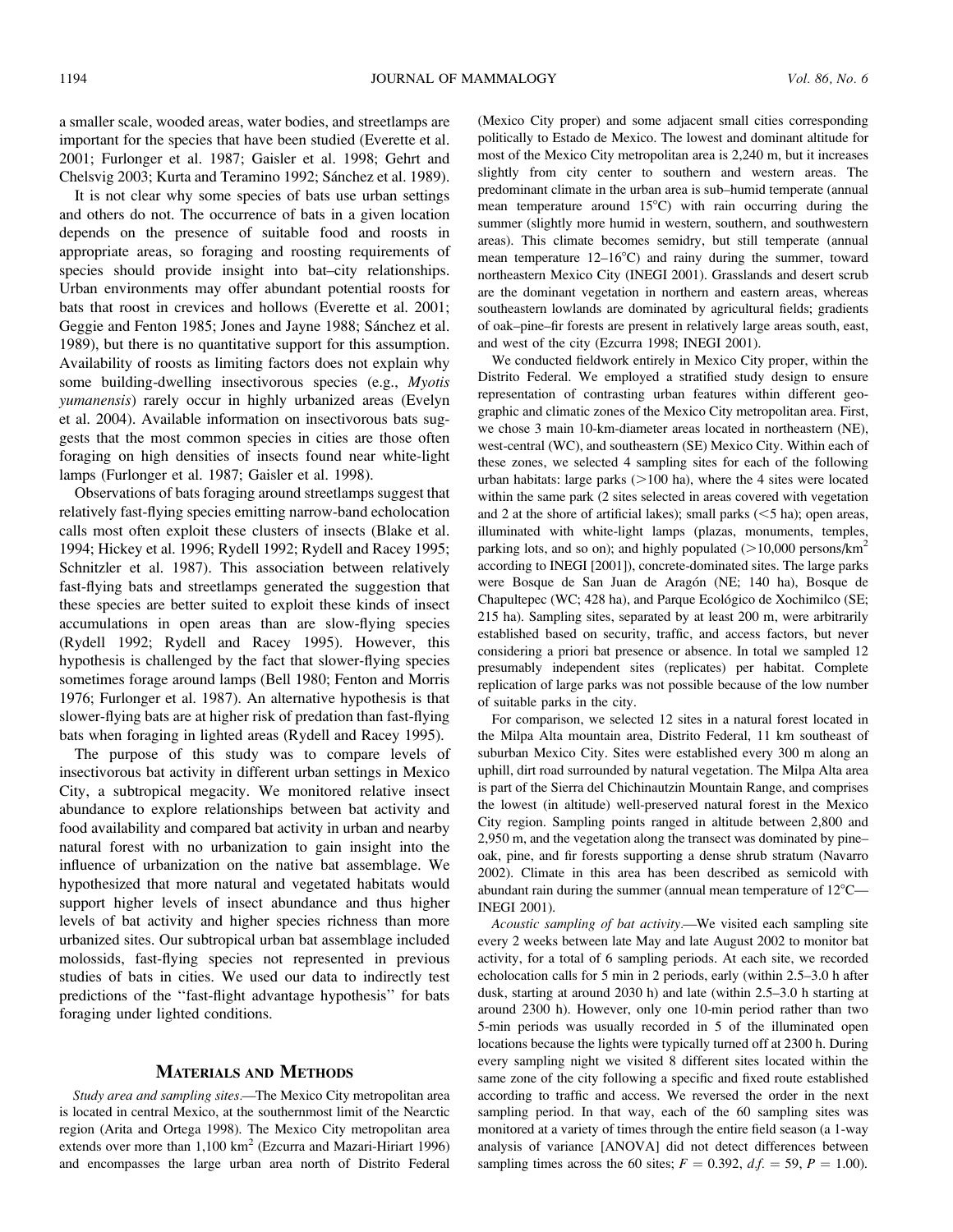a smaller scale, wooded areas, water bodies, and streetlamps are important for the species that have been studied (Everette et al. 2001; Furlonger et al. 1987; Gaisler et al. 1998; Gehrt and Chelsvig 2003; Kurta and Teramino 1992; Sánchez et al. 1989).

It is not clear why some species of bats use urban settings and others do not. The occurrence of bats in a given location depends on the presence of suitable food and roosts in appropriate areas, so foraging and roosting requirements of species should provide insight into bat–city relationships. Urban environments may offer abundant potential roosts for bats that roost in crevices and hollows (Everette et al. 2001; Geggie and Fenton 1985; Jones and Jayne 1988; Sánchez et al. 1989), but there is no quantitative support for this assumption. Availability of roosts as limiting factors does not explain why some building-dwelling insectivorous species (e.g., *Myotis yumanensis*) rarely occur in highly urbanized areas (Evelyn et al. 2004). Available information on insectivorous bats suggests that the most common species in cities are those often foraging on high densities of insects found near white-light lamps (Furlonger et al. 1987; Gaisler et al. 1998).

Observations of bats foraging around streetlamps suggest that relatively fast-flying species emitting narrow-band echolocation calls most often exploit these clusters of insects (Blake et al. 1994; Hickey et al. 1996; Rydell 1992; Rydell and Racey 1995; Schnitzler et al. 1987). This association between relatively fast-flying bats and streetlamps generated the suggestion that these species are better suited to exploit these kinds of insect accumulations in open areas than are slow-flying species (Rydell 1992; Rydell and Racey 1995). However, this hypothesis is challenged by the fact that slower-flying species sometimes forage around lamps (Bell 1980; Fenton and Morris 1976; Furlonger et al. 1987). An alternative hypothesis is that slower-flying bats are at higher risk of predation than fast-flying bats when foraging in lighted areas (Rydell and Racey 1995).

The purpose of this study was to compare levels of insectivorous bat activity in different urban settings in Mexico City, a subtropical megacity. We monitored relative insect abundance to explore relationships between bat activity and food availability and compared bat activity in urban and nearby natural forest with no urbanization to gain insight into the influence of urbanization on the native bat assemblage. We hypothesized that more natural and vegetated habitats would support higher levels of insect abundance and thus higher levels of bat activity and higher species richness than more urbanized sites. Our subtropical urban bat assemblage included molossids, fast-flying species not represented in previous studies of bats in cities. We used our data to indirectly test predictions of the "fast-flight advantage hypothesis" for bats foraging under lighted conditions.

## Materials and Methods

*Study area and sampling sites*.—The Mexico City metropolitan area is located in central Mexico, at the southernmost limit of the Nearctic region (Arita and Ortega 1998). The Mexico City metropolitan area extends over more than 1,100 km$^2$ (Ezcurra and Mazari-Hiriart 1996) and encompasses the large urban area north of Distrito Federal (Mexico City proper) and some adjacent small cities corresponding politically to Estado de Mexico. The lowest and dominant altitude for most of the Mexico City metropolitan area is 2,240 m, but it increases slightly from city center to southern and western areas. The predominant climate in the urban area is sub–humid temperate (annual mean temperature around 15°C) with rain occurring during the summer (slightly more humid in western, southern, and southwestern areas). This climate becomes semidry, but still temperate (annual mean temperature 12–16°C) and rainy during the summer, toward northeastern Mexico City (INEGI 2001). Grasslands and desert scrub are the dominant vegetation in northern and eastern areas, whereas southeastern lowlands are dominated by agricultural fields; gradients of oak–pine–fir forests are present in relatively large areas south, east, and west of the city (Ezcurra 1998; INEGI 2001).

We conducted fieldwork entirely in Mexico City proper, within the Distrito Federal. We employed a stratified study design to ensure representation of contrasting urban features within different geographic and climatic zones of the Mexico City metropolitan area. First, we chose 3 main 10-km-diameter areas located in northeastern (NE), west-central (WC), and southeastern (SE) Mexico City. Within each of these zones, we selected 4 sampling sites for each of the following urban habitats: large parks (>100 ha), where the 4 sites were located within the same park (2 sites selected in areas covered with vegetation and 2 at the shore of artificial lakes); small parks (<5 ha); open areas, illuminated with white-light lamps (plazas, monuments, temples, parking lots, and so on); and highly populated (>10,000 persons/km$^2$ according to INEGI [2001]), concrete-dominated sites. The large parks were Bosque de San Juan de Aragón (NE; 140 ha), Bosque de Chapultepec (WC; 428 ha), and Parque Ecológico de Xochimilco (SE; 215 ha). Sampling sites, separated by at least 200 m, were arbitrarily established based on security, traffic, and access factors, but never considering a priori bat presence or absence. In total we sampled 12 presumably independent sites (replicates) per habitat. Complete replication of large parks was not possible because of the low number of suitable parks in the city.

For comparison, we selected 12 sites in a natural forest located in the Milpa Alta mountain area, Distrito Federal, 11 km southeast of suburban Mexico City. Sites were established every 300 m along an uphill, dirt road surrounded by natural vegetation. The Milpa Alta area is part of the Sierra del Chichinautzin Mountain Range, and comprises the lowest (in altitude) well-preserved natural forest in the Mexico City region. Sampling points ranged in altitude between 2,800 and 2,950 m, and the vegetation along the transect was dominated by pine–oak, pine, and fir forests supporting a dense shrub stratum (Navarro 2002). Climate in this area has been described as semicold with abundant rain during the summer (annual mean temperature of 12°C—INEGI 2001).

*Acoustic sampling of bat activity*.—We visited each sampling site every 2 weeks between late May and late August 2002 to monitor bat activity, for a total of 6 sampling periods. At each site, we recorded echolocation calls for 5 min in 2 periods, early (within 2.5–3.0 h after dusk, starting at around 2030 h) and late (within 2.5–3.0 h starting at around 2300 h). However, only one 10-min period rather than two 5-min periods was usually recorded in 5 of the illuminated open locations because the lights were typically turned off at 2300 h. During every sampling night we visited 8 different sites located within the same zone of the city following a specific and fixed route established according to traffic and access. We reversed the order in the next sampling period. In that way, each of the 60 sampling sites was monitored at a variety of times through the entire field season (a 1-way analysis of variance [ANOVA] did not detect differences between sampling times across the 60 sites; $F = 0.392$, $d.f. = 59$, $P = 1.00$).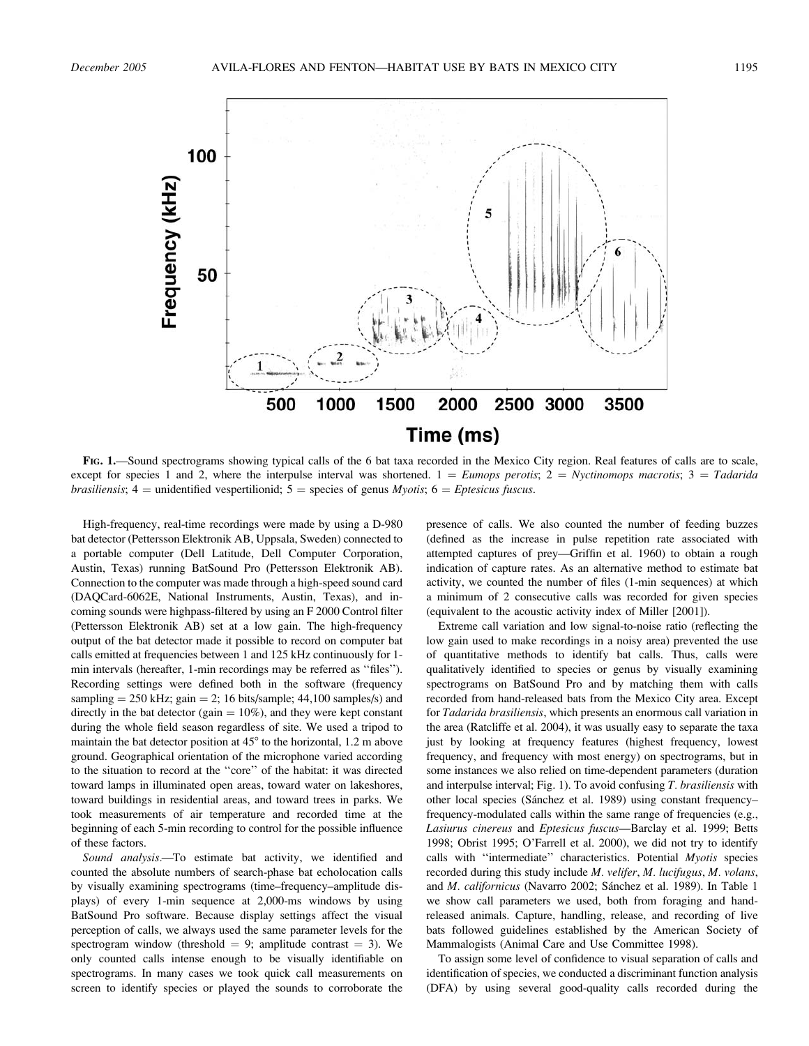**FIG. 1.**—Sound spectrograms showing typical calls of the 6 bat taxa recorded in the Mexico City region. Real features of calls are to scale, except for species 1 and 2, where the interpulse interval was shortened. 1 = *Eumops perotis*; 2 = *Nyctinomops macrotis*; 3 = *Tadarida brasiliensis*; 4 = unidentified vespertilionid; 5 = species of genus *Myotis*; 6 = *Eptesicus fuscus*.

High-frequency, real-time recordings were made by using a D-980 bat detector (Pettersson Elektronik AB, Uppsala, Sweden) connected to a portable computer (Dell Latitude, Dell Computer Corporation, Austin, Texas) running BatSound Pro (Pettersson Elektronik AB). Connection to the computer was made through a high-speed sound card (DAQCard-6062E, National Instruments, Austin, Texas), and incoming sounds were highpass-filtered by using an F 2000 Control filter (Pettersson Elektronik AB) set at a low gain. The high-frequency output of the bat detector made it possible to record on computer bat calls emitted at frequencies between 1 and 125 kHz continuously for 1-min intervals (hereafter, 1-min recordings may be referred as "files"). Recording settings were defined both in the software (frequency sampling = 250 kHz; gain = 2; 16 bits/sample; 44,100 samples/s) and directly in the bat detector (gain = 10%), and they were kept constant during the whole field season regardless of site. We used a tripod to maintain the bat detector position at 45° to the horizontal, 1.2 m above ground. Geographical orientation of the microphone varied according to the situation to record at the "core" of the habitat: it was directed toward lamps in illuminated open areas, toward water on lakeshores, toward buildings in residential areas, and toward trees in parks. We took measurements of air temperature and recorded time at the beginning of each 5-min recording to control for the possible influence of these factors.

*Sound analysis.*—To estimate bat activity, we identified and counted the absolute numbers of search-phase bat echolocation calls by visually examining spectrograms (time–frequency–amplitude displays) of every 1-min sequence at 2,000-ms windows by using BatSound Pro software. Because display settings affect the visual perception of calls, we always used the same parameter levels for the spectrogram window (threshold = 9; amplitude contrast = 3). We only counted calls intense enough to be visually identifiable on spectrograms. In many cases we took quick call measurements on screen to identify species or played the sounds to corroborate the presence of calls. We also counted the number of feeding buzzes (defined as the increase in pulse repetition rate associated with attempted captures of prey—Griffin et al. 1960) to obtain a rough indication of capture rates. As an alternative method to estimate bat activity, we counted the number of files (1-min sequences) at which a minimum of 2 consecutive calls was recorded for given species (equivalent to the acoustic activity index of Miller [2001]).

Extreme call variation and low signal-to-noise ratio (reflecting the low gain used to make recordings in a noisy area) prevented the use of quantitative methods to identify bat calls. Thus, calls were qualitatively identified to species or genus by visually examining spectrograms on BatSound Pro and by matching them with calls recorded from hand-released bats from the Mexico City area. Except for *Tadarida brasiliensis*, which presents an enormous call variation in the area (Ratcliffe et al. 2004), it was usually easy to separate the taxa just by looking at frequency features (highest frequency, lowest frequency, and frequency with most energy) on spectrograms, but in some instances we also relied on time-dependent parameters (duration and interpulse interval; Fig. 1). To avoid confusing *T. brasiliensis* with other local species (Sánchez et al. 1989) using constant frequency–frequency-modulated calls within the same range of frequencies (e.g., *Lasiurus cinereus* and *Eptesicus fuscus*—Barclay et al. 1999; Betts 1998; Obrist 1995; O'Farrell et al. 2000), we did not try to identify calls with "intermediate" characteristics. Potential *Myotis* species recorded during this study include *M. velifer*, *M. lucifugus*, *M. volans*, and *M. californicus* (Navarro 2002; Sánchez et al. 1989). In Table 1 we show call parameters we used, both from foraging and hand-released animals. Capture, handling, release, and recording of live bats followed guidelines established by the American Society of Mammalogists (Animal Care and Use Committee 1998).

To assign some level of confidence to visual separation of calls and identification of species, we conducted a discriminant function analysis (DFA) by using several good-quality calls recorded during the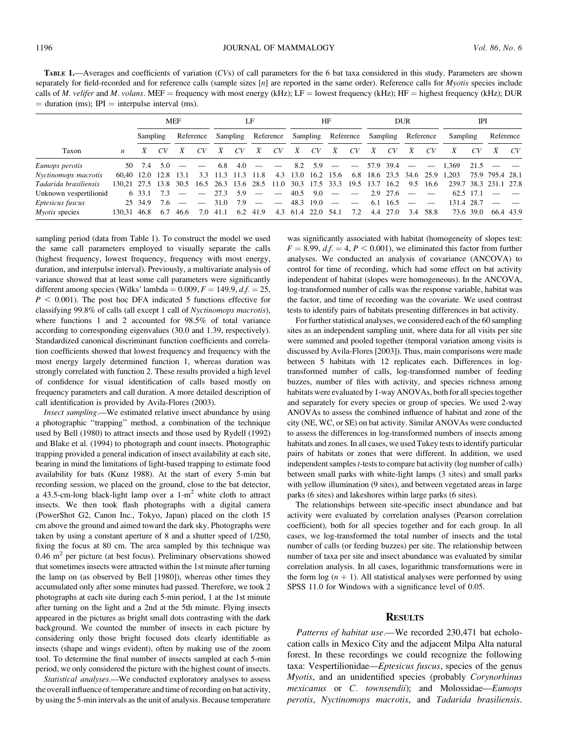**TABLE 1.**—Averages and coefficients of variation (*CV*s) of call parameters for the 6 bat taxa considered in this study. Parameters are shown separately for field-recorded and for reference calls (sample sizes [*n*] are reported in the same order). Reference calls for *Myotis* species include calls of *M. velifer* and *M. volans*. MEF = frequency with most energy (kHz); LF = lowest frequency (kHz); HF = highest frequency (kHz); DUR = duration (ms); IPI = interpulse interval (ms).

| | | MEF | | | | LF | | | | HF | | | | DUR | | | | IPI | | | |
|---|---|---|---|---|---|---|---|---|---|---|---|---|---|---|---|---|---|---|---|---|---|
| | | Sampling | | Reference | | Sampling | | Reference | | Sampling | | Reference | | Sampling | | Reference | | Sampling | | Reference | |
| Taxon | $n$ | $\bar{X}$ | *CV* | $\bar{X}$ | *CV* | $\bar{X}$ | *CV* | $\bar{X}$ | *CV* | $\bar{X}$ | *CV* | $\bar{X}$ | *CV* | $\bar{X}$ | *CV* | $\bar{X}$ | *CV* | $\bar{X}$ | *CV* | $\bar{X}$ | *CV* |
| *Eumops perotis* | 50 | 7.4 | 5.0 | — | — | 6.8 | 4.0 | — | — | 8.2 | 5.9 | — | — | 57.9 | 39.4 | — | — | 1,369 | 21.5 | — | — |
| *Nyctinomops macrotis* | 60,40 | 12.0 | 12.8 | 13.1 | 3.3 | 11.3 | 11.3 | 11.8 | 4.3 | 13.0 | 16.2 | 15.6 | 6.8 | 18.6 | 23.5 | 34.6 | 25.9 | 1,203 | 75.9 | 795.4 | 28.1 |
| *Tadarida brasiliensis* | 130,21 | 27.5 | 13.8 | 30.5 | 16.5 | 26.3 | 13.6 | 28.5 | 11.0 | 30.3 | 17.5 | 33.3 | 19.5 | 13.7 | 16.2 | 9.5 | 16.6 | 239.7 | 38.3 | 231.1 | 27.8 |
| Unknown vespertilionid | 6 | 33.1 | 7.3 | — | — | 27.3 | 5.9 | — | — | 40.5 | 9.0 | — | — | 2.9 | 27.6 | — | — | 62.5 | 17.1 | — | — |
| *Eptesicus fuscus* | 25 | 34.9 | 7.6 | — | — | 31.0 | 7.9 | — | — | 48.3 | 19.0 | — | — | 6.1 | 16.5 | — | — | 131.4 | 28.7 | — | — |
| *Myotis* species | 130,31 | 46.8 | 6.7 | 46.6 | 7.0 | 41.1 | 6.2 | 41.9 | 4.3 | 61.4 | 22.0 | 54.1 | 7.2 | 4.4 | 27.0 | 3.4 | 58.8 | 73.6 | 39.0 | 66.4 | 43.9 |

sampling period (data from Table 1). To construct the model we used the same call parameters employed to visually separate the calls (highest frequency, lowest frequency, frequency with most energy, duration, and interpulse interval). Previously, a multivariate analysis of variance showed that at least some call parameters were significantly different among species (Wilks' lambda = 0.009, $F = 149.9$, $d.f. = 25$, $P < 0.001$). The post hoc DFA indicated 5 functions effective for classifying 99.8% of calls (all except 1 call of *Nyctinomops macrotis*), where functions 1 and 2 accounted for 98.5% of total variance according to corresponding eigenvalues (30.0 and 1.39, respectively). Standardized canonical discriminant function coefficients and correlation coefficients showed that lowest frequency and frequency with the most energy largely determined function 1, whereas duration was strongly correlated with function 2. These results provided a high level of confidence for visual identification of calls based mostly on frequency parameters and call duration. A more detailed description of call identification is provided by Avila-Flores (2003).

*Insect sampling*.—We estimated relative insect abundance by using a photographic "trapping" method, a combination of the technique used by Bell (1980) to attract insects and those used by Rydell (1992) and Blake et al. (1994) to photograph and count insects. Photographic trapping provided a general indication of insect availability at each site, bearing in mind the limitations of light-based trapping to estimate food availability for bats (Kunz 1988). At the start of every 5-min bat recording session, we placed on the ground, close to the bat detector, a 43.5-cm-long black-light lamp over a 1-m$^2$ white cloth to attract insects. We then took flash photographs with a digital camera (PowerShot G2, Canon Inc., Tokyo, Japan) placed on the cloth 15 cm above the ground and aimed toward the dark sky. Photographs were taken by using a constant aperture of 8 and a shutter speed of 1/250, fixing the focus at 80 cm. The area sampled by this technique was 0.46 m$^2$ per picture (at best focus). Preliminary observations showed that sometimes insects were attracted within the 1st minute after turning the lamp on (as observed by Bell [1980]), whereas other times they accumulated only after some minutes had passed. Therefore, we took 2 photographs at each site during each 5-min period, 1 at the 1st minute after turning on the light and a 2nd at the 5th minute. Flying insects appeared in the pictures as bright small dots contrasting with the dark background. We counted the number of insects in each picture by considering only those bright focused dots clearly identifiable as insects (shape and wings evident), often by making use of the zoom tool. To determine the final number of insects sampled at each 5-min period, we only considered the picture with the highest count of insects.

*Statistical analyses*.—We conducted exploratory analyses to assess the overall influence of temperature and time of recording on bat activity, by using the 5-min intervals as the unit of analysis. Because temperature was significantly associated with habitat (homogeneity of slopes test: $F = 8.99$, $d.f. = 4$, $P < 0.001$), we eliminated this factor from further analyses. We conducted an analysis of covariance (ANCOVA) to control for time of recording, which had some effect on bat activity independent of habitat (slopes were homogeneous). In the ANCOVA, log-transformed number of calls was the response variable, habitat was the factor, and time of recording was the covariate. We used contrast tests to identify pairs of habitats presenting differences in bat activity.

For further statistical analyses, we considered each of the 60 sampling sites as an independent sampling unit, where data for all visits per site were summed and pooled together (temporal variation among visits is discussed by Avila-Flores [2003]). Thus, main comparisons were made between 5 habitats with 12 replicates each. Differences in log-transformed number of calls, log-transformed number of feeding buzzes, number of files with activity, and species richness among habitats were evaluated by 1-way ANOVAs, both for all species together and separately for every species or group of species. We used 2-way ANOVAs to assess the combined influence of habitat and zone of the city (NE, WC, or SE) on bat activity. Similar ANOVAs were conducted to assess the differences in log-transformed numbers of insects among habitats and zones. In all cases, we used Tukey tests to identify particular pairs of habitats or zones that were different. In addition, we used independent samples *t*-tests to compare bat activity (log number of calls) between small parks with white-light lamps (3 sites) and small parks with yellow illumination (9 sites), and between vegetated areas in large parks (6 sites) and lakeshores within large parks (6 sites).

The relationships between site-specific insect abundance and bat activity were evaluated by correlation analyses (Pearson correlation coefficient), both for all species together and for each group. In all cases, we log-transformed the total number of insects and the total number of calls (or feeding buzzes) per site. The relationship between number of taxa per site and insect abundance was evaluated by similar correlation analysis. In all cases, logarithmic transformations were in the form log ($n + 1$). All statistical analyses were performed by using SPSS 11.0 for Windows with a significance level of 0.05.

## RESULTS

*Patterns of habitat use*.—We recorded 230,471 bat echolocation calls in Mexico City and the adjacent Milpa Alta natural forest. In these recordings we could recognize the following taxa: Vespertilionidae—*Eptesicus fuscus*, species of the genus *Myotis*, and an unidentified species (probably *Corynorhinus mexicanus* or *C. townsendii*); and Molossidae—*Eumops perotis*, *Nyctinomops macrotis*, and *Tadarida brasiliensis*.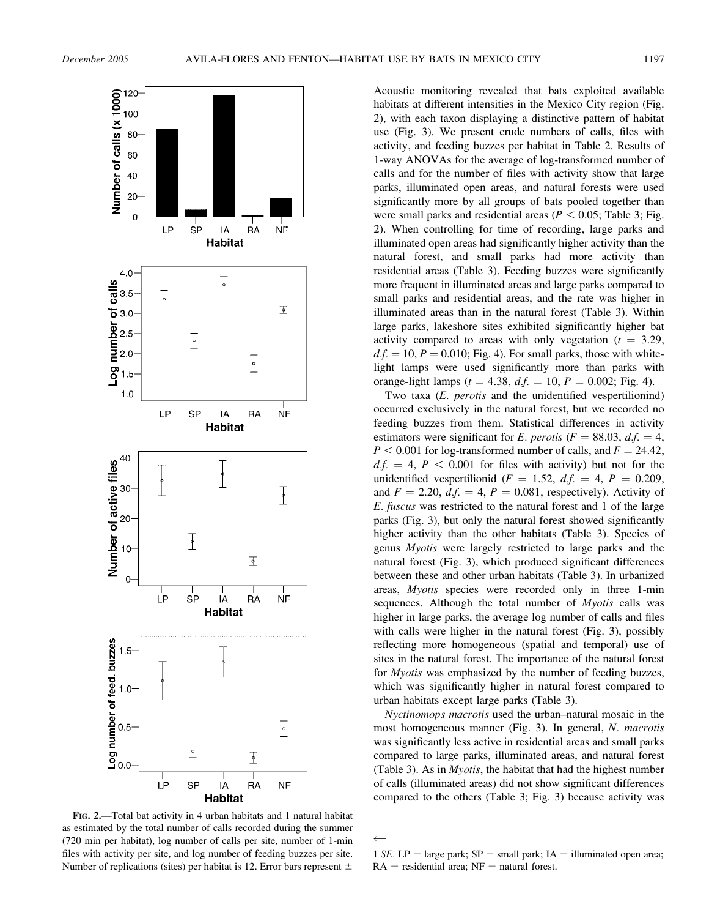**FIG. 2.**—Total bat activity in 4 urban habitats and 1 natural habitat as estimated by the total number of calls recorded during the summer (720 min per habitat), log number of calls per site, number of 1-min files with activity per site, and log number of feeding buzzes per site. Number of replications (sites) per habitat is 12. Error bars represent ± 1 *SE*. LP = large park; SP = small park; IA = illuminated open area; RA = residential area; NF = natural forest.

Acoustic monitoring revealed that bats exploited available habitats at different intensities in the Mexico City region (Fig. 2), with each taxon displaying a distinctive pattern of habitat use (Fig. 3). We present crude numbers of calls, files with activity, and feeding buzzes per habitat in Table 2. Results of 1-way ANOVAs for the average of log-transformed number of calls and for the number of files with activity show that large parks, illuminated open areas, and natural forests were used significantly more by all groups of bats pooled together than were small parks and residential areas ($P < 0.05$; Table 3; Fig. 2). When controlling for time of recording, large parks and illuminated open areas had significantly higher activity than the natural forest, and small parks had more activity than residential areas (Table 3). Feeding buzzes were significantly more frequent in illuminated areas and large parks compared to small parks and residential areas, and the rate was higher in illuminated areas than in the natural forest (Table 3). Within large parks, lakeshore sites exhibited significantly higher bat activity compared to areas with only vegetation ($t = 3.29$, $d.f. = 10$, $P = 0.010$; Fig. 4). For small parks, those with white-light lamps were used significantly more than parks with orange-light lamps ($t = 4.38$, $d.f. = 10$, $P = 0.002$; Fig. 4).

Two taxa (*E. perotis* and the unidentified vespertilionind) occurred exclusively in the natural forest, but we recorded no feeding buzzes from them. Statistical differences in activity estimators were significant for *E. perotis* ($F = 88.03$, $d.f. = 4$, $P < 0.001$ for log-transformed number of calls, and $F = 24.42$, $d.f. = 4$, $P < 0.001$ for files with activity) but not for the unidentified vespertilionid ($F = 1.52$, $d.f. = 4$, $P = 0.209$, and $F = 2.20$, $d.f. = 4$, $P = 0.081$, respectively). Activity of *E. fuscus* was restricted to the natural forest and 1 of the large parks (Fig. 3), but only the natural forest showed significantly higher activity than the other habitats (Table 3). Species of genus *Myotis* were largely restricted to large parks and the natural forest (Fig. 3), which produced significant differences between these and other urban habitats (Table 3). In urbanized areas, *Myotis* species were recorded only in three 1-min sequences. Although the total number of *Myotis* calls was higher in large parks, the average log number of calls and files with calls were higher in the natural forest (Fig. 3), possibly reflecting more homogeneous (spatial and temporal) use of sites in the natural forest. The importance of the natural forest for *Myotis* was emphasized by the number of feeding buzzes, which was significantly higher in natural forest compared to urban habitats except large parks (Table 3).

*Nyctinomops macrotis* used the urban–natural mosaic in the most homogeneous manner (Fig. 3). In general, *N. macrotis* was significantly less active in residential areas and small parks compared to large parks, illuminated areas, and natural forest (Table 3). As in *Myotis*, the habitat that had the highest number of calls (illuminated areas) did not show significant differences compared to the others (Table 3; Fig. 3) because activity was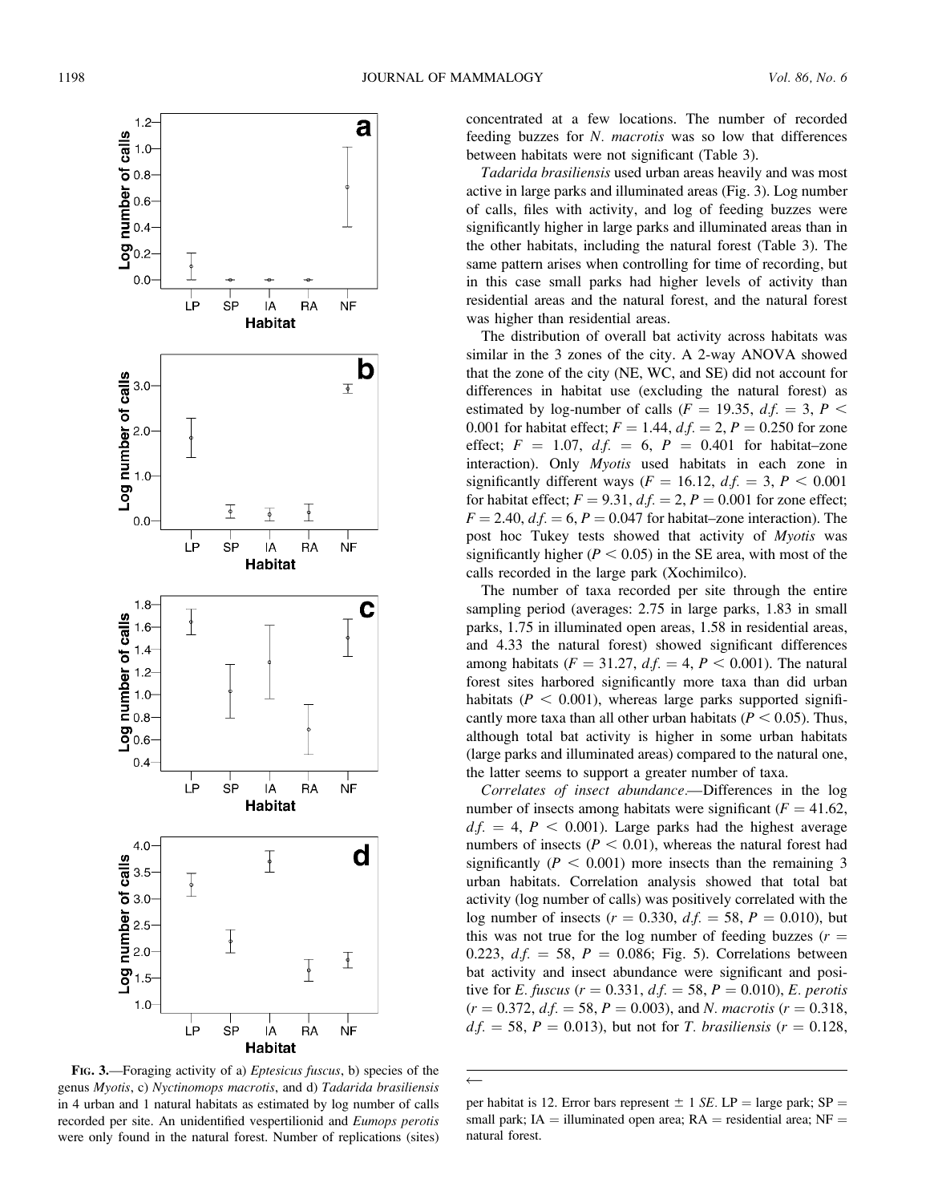**Fig. 3.**—Foraging activity of a) *Eptesicus fuscus*, b) species of the genus *Myotis*, c) *Nyctinomops macrotis*, and d) *Tadarida brasiliensis* in 4 urban and 1 natural habitats as estimated by log number of calls recorded per site. An unidentified vespertilionid and *Eumops perotis* were only found in the natural forest. Number of replications (sites) per habitat is 12. Error bars represent ± 1 *SE*. LP = large park; SP = small park; IA = illuminated open area; RA = residential area; NF = natural forest.

concentrated at a few locations. The number of recorded feeding buzzes for *N. macrotis* was so low that differences between habitats were not significant (Table 3).

*Tadarida brasiliensis* used urban areas heavily and was most active in large parks and illuminated areas (Fig. 3). Log number of calls, files with activity, and log of feeding buzzes were significantly higher in large parks and illuminated areas than in the other habitats, including the natural forest (Table 3). The same pattern arises when controlling for time of recording, but in this case small parks had higher levels of activity than residential areas and the natural forest, and the natural forest was higher than residential areas.

The distribution of overall bat activity across habitats was similar in the 3 zones of the city. A 2-way ANOVA showed that the zone of the city (NE, WC, and SE) did not account for differences in habitat use (excluding the natural forest) as estimated by log-number of calls ($F = 19.35$, $d.f. = 3$, $P < 0.001$ for habitat effect; $F = 1.44$, $d.f. = 2$, $P = 0.250$ for zone effect; $F = 1.07$, $d.f. = 6$, $P = 0.401$ for habitat–zone interaction). Only *Myotis* used habitats in each zone in significantly different ways ($F = 16.12$, $d.f. = 3$, $P < 0.001$ for habitat effect; $F = 9.31$, $d.f. = 2$, $P = 0.001$ for zone effect; $F = 2.40$, $d.f. = 6$, $P = 0.047$ for habitat–zone interaction). The post hoc Tukey tests showed that activity of *Myotis* was significantly higher ($P < 0.05$) in the SE area, with most of the calls recorded in the large park (Xochimilco).

The number of taxa recorded per site through the entire sampling period (averages: 2.75 in large parks, 1.83 in small parks, 1.75 in illuminated open areas, 1.58 in residential areas, and 4.33 the natural forest) showed significant differences among habitats ($F = 31.27$, $d.f. = 4$, $P < 0.001$). The natural forest sites harbored significantly more taxa than did urban habitats ($P < 0.001$), whereas large parks supported significantly more taxa than all other urban habitats ($P < 0.05$). Thus, although total bat activity is higher in some urban habitats (large parks and illuminated areas) compared to the natural one, the latter seems to support a greater number of taxa.

*Correlates of insect abundance*.—Differences in the log number of insects among habitats were significant ($F = 41.62$, $d.f. = 4$, $P < 0.001$). Large parks had the highest average numbers of insects ($P < 0.01$), whereas the natural forest had significantly ($P < 0.001$) more insects than the remaining 3 urban habitats. Correlation analysis showed that total bat activity (log number of calls) was positively correlated with the log number of insects ($r = 0.330$, $d.f. = 58$, $P = 0.010$), but this was not true for the log number of feeding buzzes ($r = 0.223$, $d.f. = 58$, $P = 0.086$; Fig. 5). Correlations between bat activity and insect abundance were significant and positive for *E. fuscus* ($r = 0.331$, $d.f. = 58$, $P = 0.010$), *E. perotis* ($r = 0.372$, $d.f. = 58$, $P = 0.003$), and *N. macrotis* ($r = 0.318$, $d.f. = 58$, $P = 0.013$), but not for *T. brasiliensis* ($r = 0.128$,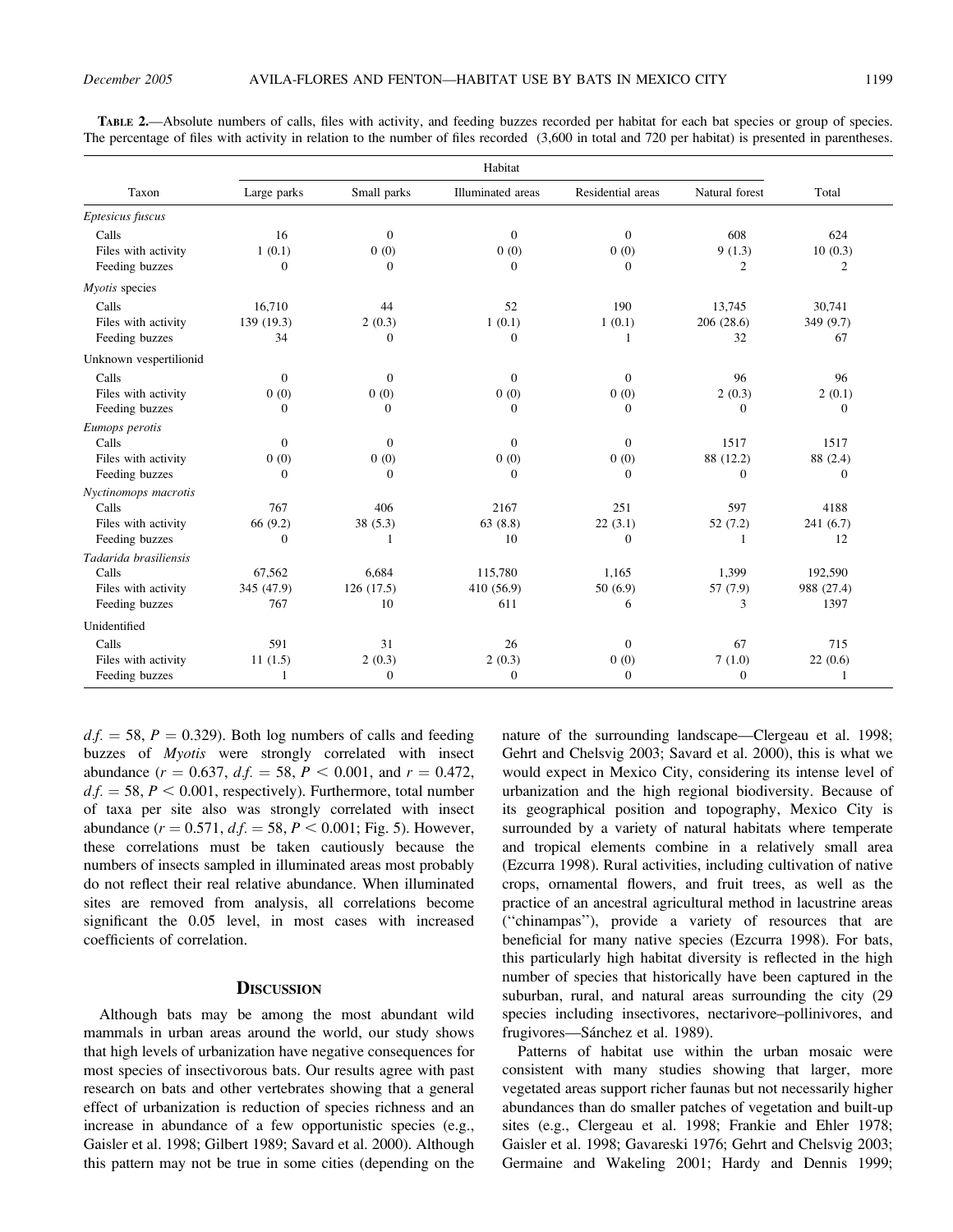**Table 2.**—Absolute numbers of calls, files with activity, and feeding buzzes recorded per habitat for each bat species or group of species. The percentage of files with activity in relation to the number of files recorded (3,600 in total and 720 per habitat) is presented in parentheses.

| Taxon | Habitat | | | | | Total |
|---|---|---|---|---|---|---|
| | Large parks | Small parks | Illuminated areas | Residential areas | Natural forest | |
| *Eptesicus fuscus* | | | | | | |
| Calls | 16 | 0 | 0 | 0 | 608 | 624 |
| Files with activity | 1 (0.1) | 0 (0) | 0 (0) | 0 (0) | 9 (1.3) | 10 (0.3) |
| Feeding buzzes | 0 | 0 | 0 | 0 | 2 | 2 |
| *Myotis* species | | | | | | |
| Calls | 16,710 | 44 | 52 | 190 | 13,745 | 30,741 |
| Files with activity | 139 (19.3) | 2 (0.3) | 1 (0.1) | 1 (0.1) | 206 (28.6) | 349 (9.7) |
| Feeding buzzes | 34 | 0 | 0 | 1 | 32 | 67 |
| Unknown vespertilionid | | | | | | |
| Calls | 0 | 0 | 0 | 0 | 96 | 96 |
| Files with activity | 0 (0) | 0 (0) | 0 (0) | 0 (0) | 2 (0.3) | 2 (0.1) |
| Feeding buzzes | 0 | 0 | 0 | 0 | 0 | 0 |
| *Eumops perotis* | | | | | | |
| Calls | 0 | 0 | 0 | 0 | 1517 | 1517 |
| Files with activity | 0 (0) | 0 (0) | 0 (0) | 0 (0) | 88 (12.2) | 88 (2.4) |
| Feeding buzzes | 0 | 0 | 0 | 0 | 0 | 0 |
| *Nyctinomops macrotis* | | | | | | |
| Calls | 767 | 406 | 2167 | 251 | 597 | 4188 |
| Files with activity | 66 (9.2) | 38 (5.3) | 63 (8.8) | 22 (3.1) | 52 (7.2) | 241 (6.7) |
| Feeding buzzes | 0 | 1 | 10 | 0 | 1 | 12 |
| *Tadarida brasiliensis* | | | | | | |
| Calls | 67,562 | 6,684 | 115,780 | 1,165 | 1,399 | 192,590 |
| Files with activity | 345 (47.9) | 126 (17.5) | 410 (56.9) | 50 (6.9) | 57 (7.9) | 988 (27.4) |
| Feeding buzzes | 767 | 10 | 611 | 6 | 3 | 1397 |
| Unidentified | | | | | | |
| Calls | 591 | 31 | 26 | 0 | 67 | 715 |
| Files with activity | 11 (1.5) | 2 (0.3) | 2 (0.3) | 0 (0) | 7 (1.0) | 22 (0.6) |
| Feeding buzzes | 1 | 0 | 0 | 0 | 0 | 1 |

$d.f. = 58$, $P = 0.329$). Both log numbers of calls and feeding buzzes of *Myotis* were strongly correlated with insect abundance ($r = 0.637$, $d.f. = 58$, $P < 0.001$, and $r = 0.472$, $d.f. = 58$, $P < 0.001$, respectively). Furthermore, total number of taxa per site also was strongly correlated with insect abundance ($r = 0.571$, $d.f. = 58$, $P < 0.001$; Fig. 5). However, these correlations must be taken cautiously because the numbers of insects sampled in illuminated areas most probably do not reflect their real relative abundance. When illuminated sites are removed from analysis, all correlations become significant the 0.05 level, in most cases with increased coefficients of correlation.

## Discussion

Although bats may be among the most abundant wild mammals in urban areas around the world, our study shows that high levels of urbanization have negative consequences for most species of insectivorous bats. Our results agree with past research on bats and other vertebrates showing that a general effect of urbanization is reduction of species richness and an increase in abundance of a few opportunistic species (e.g., Gaisler et al. 1998; Gilbert 1989; Savard et al. 2000). Although this pattern may not be true in some cities (depending on the nature of the surrounding landscape—Clergeau et al. 1998; Gehrt and Chelsvig 2003; Savard et al. 2000), this is what we would expect in Mexico City, considering its intense level of urbanization and the high regional biodiversity. Because of its geographical position and topography, Mexico City is surrounded by a variety of natural habitats where temperate and tropical elements combine in a relatively small area (Ezcurra 1998). Rural activities, including cultivation of native crops, ornamental flowers, and fruit trees, as well as the practice of an ancestral agricultural method in lacustrine areas ("chinampas"), provide a variety of resources that are beneficial for many native species (Ezcurra 1998). For bats, this particularly high habitat diversity is reflected in the high number of species that historically have been captured in the suburban, rural, and natural areas surrounding the city (29 species including insectivores, nectarivore–pollinivores, and frugivores—Sánchez et al. 1989).

Patterns of habitat use within the urban mosaic were consistent with many studies showing that larger, more vegetated areas support richer faunas but not necessarily higher abundances than do smaller patches of vegetation and built-up sites (e.g., Clergeau et al. 1998; Frankie and Ehler 1978; Gaisler et al. 1998; Gavareski 1976; Gehrt and Chelsvig 2003; Germaine and Wakeling 2001; Hardy and Dennis 1999;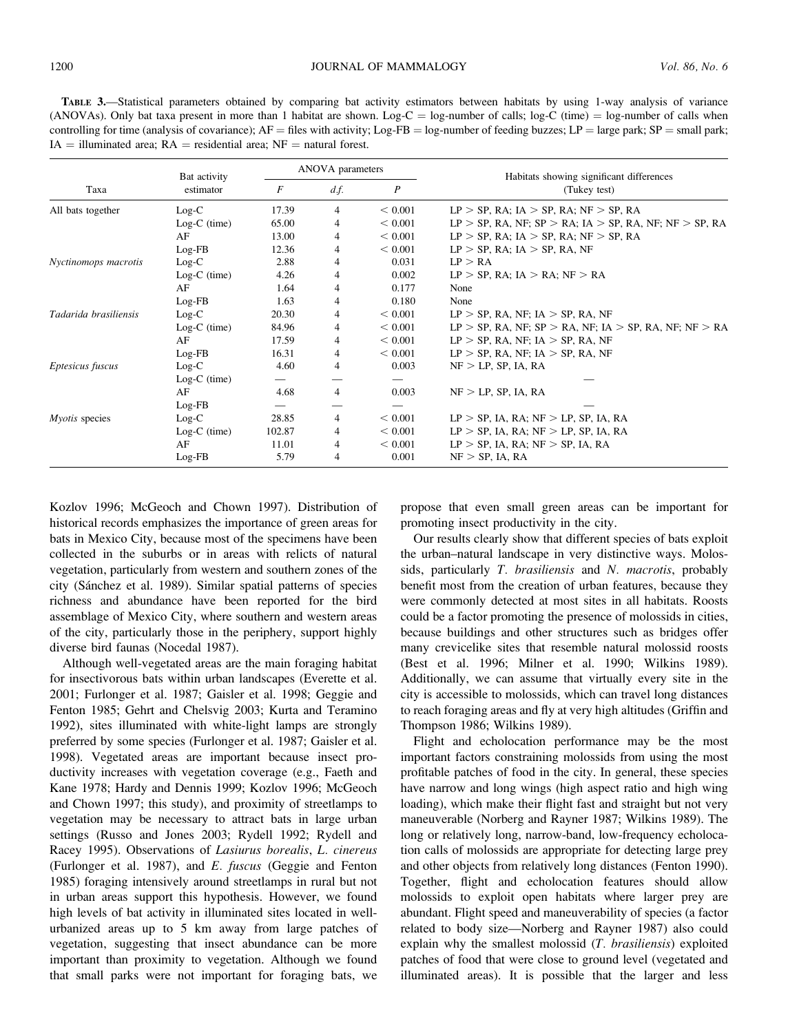**TABLE 3.**—Statistical parameters obtained by comparing bat activity estimators between habitats by using 1-way analysis of variance (ANOVAs). Only bat taxa present in more than 1 habitat are shown. Log-C = log-number of calls; log-C (time) = log-number of calls when controlling for time (analysis of covariance); AF = files with activity; Log-FB = log-number of feeding buzzes; LP = large park; SP = small park; IA = illuminated area; RA = residential area; NF = natural forest.

| Taxa | Bat activity estimator | ANOVA parameters | | | Habitats showing significant differences (Tukey test) |
|---|---|---|---|---|---|
| | | *F* | *d.f.* | *P* | |
| All bats together | Log-C | 17.39 | 4 | < 0.001 | LP > SP, RA; IA > SP, RA; NF > SP, RA |
| | Log-C (time) | 65.00 | 4 | < 0.001 | LP > SP, RA, NF; SP > RA; IA > SP, RA, NF; NF > SP, RA |
| | AF | 13.00 | 4 | < 0.001 | LP > SP, RA; IA > SP, RA; NF > SP, RA |
| | Log-FB | 12.36 | 4 | < 0.001 | LP > SP, RA; IA > SP, RA, NF |
| *Nyctinomops macrotis* | Log-C | 2.88 | 4 | 0.031 | LP > RA |
| | Log-C (time) | 4.26 | 4 | 0.002 | LP > SP, RA; IA > RA; NF > RA |
| | AF | 1.64 | 4 | 0.177 | None |
| | Log-FB | 1.63 | 4 | 0.180 | None |
| *Tadarida brasiliensis* | Log-C | 20.30 | 4 | < 0.001 | LP > SP, RA, NF; IA > SP, RA, NF |
| | Log-C (time) | 84.96 | 4 | < 0.001 | LP > SP, RA, NF; SP > RA, NF; IA > SP, RA, NF; NF > RA |
| | AF | 17.59 | 4 | < 0.001 | LP > SP, RA, NF; IA > SP, RA, NF |
| | Log-FB | 16.31 | 4 | < 0.001 | LP > SP, RA, NF; IA > SP, RA, NF |
| *Eptesicus fuscus* | Log-C | 4.60 | 4 | 0.003 | NF > LP, SP, IA, RA |
| | Log-C (time) | — | — | — | — |
| | AF | 4.68 | 4 | 0.003 | NF > LP, SP, IA, RA |
| | Log-FB | — | — | — | — |
| *Myotis* species | Log-C | 28.85 | 4 | < 0.001 | LP > SP, IA, RA; NF > LP, SP, IA, RA |
| | Log-C (time) | 102.87 | 4 | < 0.001 | LP > SP, IA, RA; NF > LP, SP, IA, RA |
| | AF | 11.01 | 4 | < 0.001 | LP > SP, IA, RA; NF > SP, IA, RA |
| | Log-FB | 5.79 | 4 | 0.001 | NF > SP, IA, RA |

Kozlov 1996; McGeoch and Chown 1997). Distribution of historical records emphasizes the importance of green areas for bats in Mexico City, because most of the specimens have been collected in the suburbs or in areas with relicts of natural vegetation, particularly from western and southern zones of the city (Sánchez et al. 1989). Similar spatial patterns of species richness and abundance have been reported for the bird assemblage of Mexico City, where southern and western areas of the city, particularly those in the periphery, support highly diverse bird faunas (Nocedal 1987).

Although well-vegetated areas are the main foraging habitat for insectivorous bats within urban landscapes (Everette et al. 2001; Furlonger et al. 1987; Gaisler et al. 1998; Geggie and Fenton 1985; Gehrt and Chelsvig 2003; Kurta and Teramino 1992), sites illuminated with white-light lamps are strongly preferred by some species (Furlonger et al. 1987; Gaisler et al. 1998). Vegetated areas are important because insect productivity increases with vegetation coverage (e.g., Faeth and Kane 1978; Hardy and Dennis 1999; Kozlov 1996; McGeoch and Chown 1997; this study), and proximity of streetlamps to vegetation may be necessary to attract bats in large urban settings (Russo and Jones 2003; Rydell 1992; Rydell and Racey 1995). Observations of *Lasiurus borealis*, *L. cinereus* (Furlonger et al. 1987), and *E. fuscus* (Geggie and Fenton 1985) foraging intensively around streetlamps in rural but not in urban areas support this hypothesis. However, we found high levels of bat activity in illuminated sites located in well-urbanized areas up to 5 km away from large patches of vegetation, suggesting that insect abundance can be more important than proximity to vegetation. Although we found that small parks were not important for foraging bats, we propose that even small green areas can be important for promoting insect productivity in the city.

Our results clearly show that different species of bats exploit the urban–natural landscape in very distinctive ways. Molossids, particularly *T. brasiliensis* and *N. macrotis*, probably benefit most from the creation of urban features, because they were commonly detected at most sites in all habitats. Roosts could be a factor promoting the presence of molossids in cities, because buildings and other structures such as bridges offer many crevicelike sites that resemble natural molossid roosts (Best et al. 1996; Milner et al. 1990; Wilkins 1989). Additionally, we can assume that virtually every site in the city is accessible to molossids, which can travel long distances to reach foraging areas and fly at very high altitudes (Griffin and Thompson 1986; Wilkins 1989).

Flight and echolocation performance may be the most important factors constraining molossids from using the most profitable patches of food in the city. In general, these species have narrow and long wings (high aspect ratio and high wing loading), which make their flight fast and straight but not very maneuverable (Norberg and Rayner 1987; Wilkins 1989). The long or relatively long, narrow-band, low-frequency echolocation calls of molossids are appropriate for detecting large prey and other objects from relatively long distances (Fenton 1990). Together, flight and echolocation features should allow molossids to exploit open habitats where larger prey are abundant. Flight speed and maneuverability of species (a factor related to body size—Norberg and Rayner 1987) also could explain why the smallest molossid (*T. brasiliensis*) exploited patches of food that were close to ground level (vegetated and illuminated areas). It is possible that the larger and less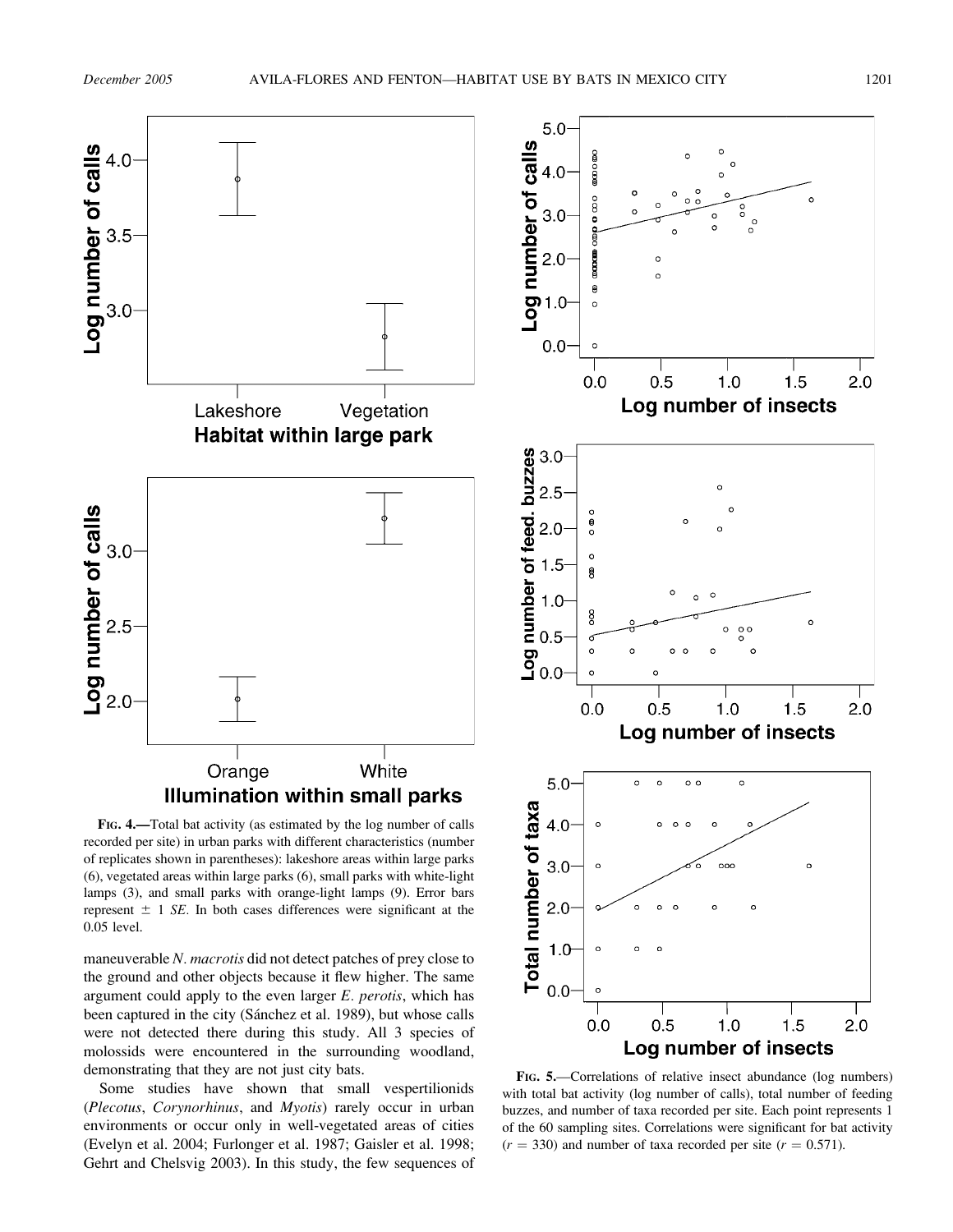**FIG. 4.**—Total bat activity (as estimated by the log number of calls recorded per site) in urban parks with different characteristics (number of replicates shown in parentheses): lakeshore areas within large parks (6), vegetated areas within large parks (6), small parks with white-light lamps (3), and small parks with orange-light lamps (9). Error bars represent ± 1 *SE*. In both cases differences were significant at the 0.05 level.

maneuverable *N. macrotis* did not detect patches of prey close to the ground and other objects because it flew higher. The same argument could apply to the even larger *E. perotis*, which has been captured in the city (Sánchez et al. 1989), but whose calls were not detected there during this study. All 3 species of molossids were encountered in the surrounding woodland, demonstrating that they are not just city bats.

Some studies have shown that small vespertilionids (*Plecotus*, *Corynorhinus*, and *Myotis*) rarely occur in urban environments or occur only in well-vegetated areas of cities (Evelyn et al. 2004; Furlonger et al. 1987; Gaisler et al. 1998; Gehrt and Chelsvig 2003). In this study, the few sequences of

**FIG. 5.**—Correlations of relative insect abundance (log numbers) with total bat activity (log number of calls), total number of feeding buzzes, and number of taxa recorded per site. Each point represents 1 of the 60 sampling sites. Correlations were significant for bat activity ($r = 330$) and number of taxa recorded per site ($r = 0.571$).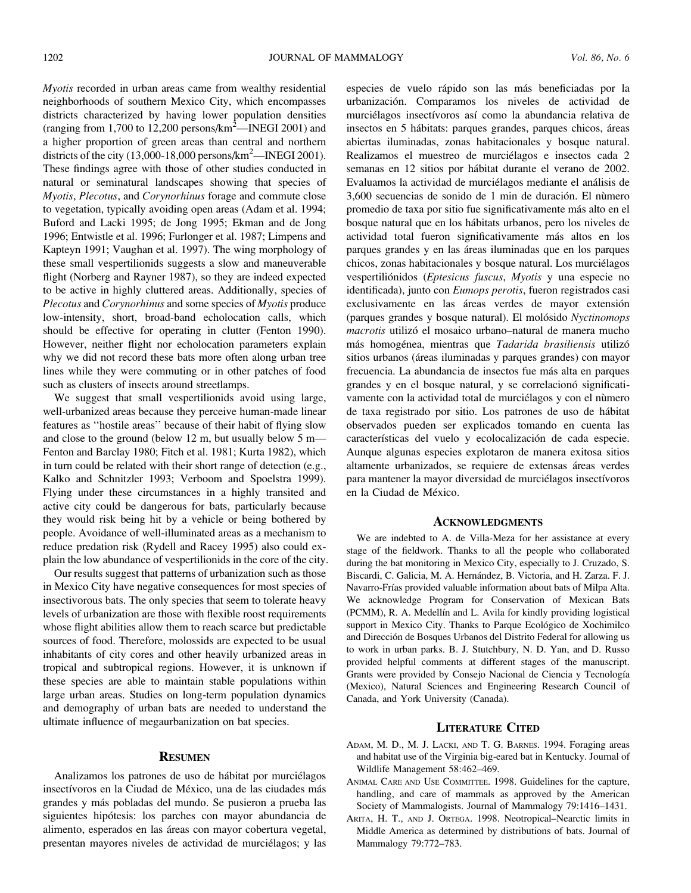*Myotis* recorded in urban areas came from wealthy residential neighborhoods of southern Mexico City, which encompasses districts characterized by having lower population densities (ranging from 1,700 to 12,200 persons/km$^2$—INEGI 2001) and a higher proportion of green areas than central and northern districts of the city (13,000-18,000 persons/km$^2$—INEGI 2001). These findings agree with those of other studies conducted in natural or seminatural landscapes showing that species of *Myotis*, *Plecotus*, and *Corynorhinus* forage and commute close to vegetation, typically avoiding open areas (Adam et al. 1994; Buford and Lacki 1995; de Jong 1995; Ekman and de Jong 1996; Entwistle et al. 1996; Furlonger et al. 1987; Limpens and Kapteyn 1991; Vaughan et al. 1997). The wing morphology of these small vespertilionids suggests a slow and maneuverable flight (Norberg and Rayner 1987), so they are indeed expected to be active in highly cluttered areas. Additionally, species of *Plecotus* and *Corynorhinus* and some species of *Myotis* produce low-intensity, short, broad-band echolocation calls, which should be effective for operating in clutter (Fenton 1990). However, neither flight nor echolocation parameters explain why we did not record these bats more often along urban tree lines while they were commuting or in other patches of food such as clusters of insects around streetlamps.

We suggest that small vespertilionids avoid using large, well-urbanized areas because they perceive human-made linear features as "hostile areas" because of their habit of flying slow and close to the ground (below 12 m, but usually below 5 m—Fenton and Barclay 1980; Fitch et al. 1981; Kurta 1982), which in turn could be related with their short range of detection (e.g., Kalko and Schnitzler 1993; Verboom and Spoelstra 1999). Flying under these circumstances in a highly transited and active city could be dangerous for bats, particularly because they would risk being hit by a vehicle or being bothered by people. Avoidance of well-illuminated areas as a mechanism to reduce predation risk (Rydell and Racey 1995) also could explain the low abundance of vespertilionids in the core of the city.

Our results suggest that patterns of urbanization such as those in Mexico City have negative consequences for most species of insectivorous bats. The only species that seem to tolerate heavy levels of urbanization are those with flexible roost requirements whose flight abilities allow them to reach scarce but predictable sources of food. Therefore, molossids are expected to be usual inhabitants of city cores and other heavily urbanized areas in tropical and subtropical regions. However, it is unknown if these species are able to maintain stable populations within large urban areas. Studies on long-term population dynamics and demography of urban bats are needed to understand the ultimate influence of megaurbanization on bat species.

## Resumen

Analizamos los patrones de uso de hábitat por murciélagos insectívoros en la Ciudad de México, una de las ciudades más grandes y más pobladas del mundo. Se pusieron a prueba las siguientes hipótesis: los parches con mayor abundancia de alimento, esperados en las áreas con mayor cobertura vegetal, presentan mayores niveles de actividad de murciélagos; y las especies de vuelo rápido son las más beneficiadas por la urbanización. Comparamos los niveles de actividad de murciélagos insectívoros así como la abundancia relativa de insectos en 5 hábitats: parques grandes, parques chicos, áreas abiertas iluminadas, zonas habitacionales y bosque natural. Realizamos el muestreo de murciélagos e insectos cada 2 semanas en 12 sitios por hábitat durante el verano de 2002. Evaluamos la actividad de murciélagos mediante el análisis de 3,600 secuencias de sonido de 1 min de duración. El nùmero promedio de taxa por sitio fue significativamente más alto en el bosque natural que en los hábitats urbanos, pero los niveles de actividad total fueron significativamente más altos en los parques grandes y en las áreas iluminadas que en los parques chicos, zonas habitacionales y bosque natural. Los murciélagos vespertiliónidos (*Eptesicus fuscus*, *Myotis* y una especie no identificada), junto con *Eumops perotis*, fueron registrados casi exclusivamente en las áreas verdes de mayor extensión (parques grandes y bosque natural). El molósido *Nyctinomops macrotis* utilizó el mosaico urbano–natural de manera mucho más homogénea, mientras que *Tadarida brasiliensis* utilizó sitios urbanos (áreas iluminadas y parques grandes) con mayor frecuencia. La abundancia de insectos fue más alta en parques grandes y en el bosque natural, y se correlacionó significativamente con la actividad total de murciélagos y con el nùmero de taxa registrado por sitio. Los patrones de uso de hábitat observados pueden ser explicados tomando en cuenta las características del vuelo y ecolocalización de cada especie. Aunque algunas especies explotaron de manera exitosa sitios altamente urbanizados, se requiere de extensas áreas verdes para mantener la mayor diversidad de murciélagos insectívoros en la Ciudad de México.

## Acknowledgments

We are indebted to A. de Villa-Meza for her assistance at every stage of the fieldwork. Thanks to all the people who collaborated during the bat monitoring in Mexico City, especially to J. Cruzado, S. Biscardi, C. Galicia, M. A. Hernández, B. Victoria, and H. Zarza. F. J. Navarro-Frías provided valuable information about bats of Milpa Alta. We acknowledge Program for Conservation of Mexican Bats (PCMM), R. A. Medellín and L. Avila for kindly providing logistical support in Mexico City. Thanks to Parque Ecológico de Xochimilco and Dirección de Bosques Urbanos del Distrito Federal for allowing us to work in urban parks. B. J. Stutchbury, N. D. Yan, and D. Russo provided helpful comments at different stages of the manuscript. Grants were provided by Consejo Nacional de Ciencia y Tecnología (Mexico), Natural Sciences and Engineering Research Council of Canada, and York University (Canada).

## Literature Cited

Adam, M. D., M. J. Lacki, and T. G. Barnes. 1994. Foraging areas and habitat use of the Virginia big-eared bat in Kentucky. Journal of Wildlife Management 58:462–469.

Animal Care and Use Committee. 1998. Guidelines for the capture, handling, and care of mammals as approved by the American Society of Mammalogists. Journal of Mammalogy 79:1416–1431.

Arita, H. T., and J. Ortega. 1998. Neotropical–Nearctic limits in Middle America as determined by distributions of bats. Journal of Mammalogy 79:772–783.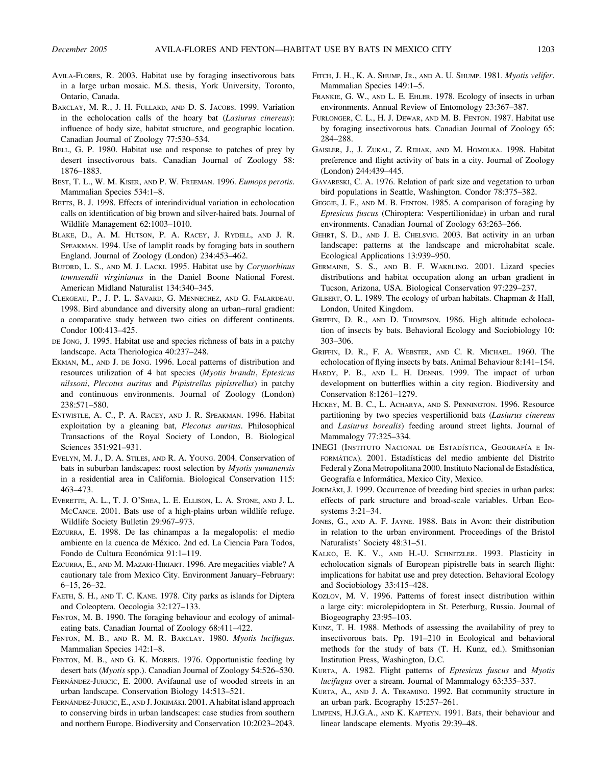Avila-Flores, R. 2003. Habitat use by foraging insectivorous bats in a large urban mosaic. M.S. thesis, York University, Toronto, Ontario, Canada.

Barclay, M. R., J. H. Fullard, and D. S. Jacobs. 1999. Variation in the echolocation calls of the hoary bat (*Lasiurus cinereus*): influence of body size, habitat structure, and geographic location. Canadian Journal of Zoology 77:530–534.

Bell, G. P. 1980. Habitat use and response to patches of prey by desert insectivorous bats. Canadian Journal of Zoology 58: 1876–1883.

Best, T. L., W. M. Kiser, and P. W. Freeman. 1996. *Eumops perotis*. Mammalian Species 534:1–8.

Betts, B. J. 1998. Effects of interindividual variation in echolocation calls on identification of big brown and silver-haired bats. Journal of Wildlife Management 62:1003–1010.

Blake, D., A. M. Hutson, P. A. Racey, J. Rydell, and J. R. Speakman. 1994. Use of lamplit roads by foraging bats in southern England. Journal of Zoology (London) 234:453–462.

Buford, L. S., and M. J. Lacki. 1995. Habitat use by *Corynorhinus townsendii virginianus* in the Daniel Boone National Forest. American Midland Naturalist 134:340–345.

Clergeau, P., J. P. L. Savard, G. Mennechez, and G. Falardeau. 1998. Bird abundance and diversity along an urban–rural gradient: a comparative study between two cities on different continents. Condor 100:413–425.

de Jong, J. 1995. Habitat use and species richness of bats in a patchy landscape. Acta Theriologica 40:237–248.

Ekman, M., and J. de Jong. 1996. Local patterns of distribution and resources utilization of 4 bat species (*Myotis brandti*, *Eptesicus nilssoni*, *Plecotus auritus* and *Pipistrellus pipistrellus*) in patchy and continuous environments. Journal of Zoology (London) 238:571–580.

Entwistle, A. C., P. A. Racey, and J. R. Speakman. 1996. Habitat exploitation by a gleaning bat, *Plecotus auritus*. Philosophical Transactions of the Royal Society of London, B. Biological Sciences 351:921–931.

Evelyn, M. J., D. A. Stiles, and R. A. Young. 2004. Conservation of bats in suburban landscapes: roost selection by *Myotis yumanensis* in a residential area in California. Biological Conservation 115: 463–473.

Everette, A. L., T. J. O'Shea, L. E. Ellison, L. A. Stone, and J. L. McCance. 2001. Bats use of a high-plains urban wildlife refuge. Wildlife Society Bulletin 29:967–973.

Ezcurra, E. 1998. De las chinampas a la megalopolis: el medio ambiente en la cuenca de México. 2nd ed. La Ciencia Para Todos, Fondo de Cultura Económica 91:1–119.

Ezcurra, E., and M. Mazari-Hiriart. 1996. Are megacities viable? A cautionary tale from Mexico City. Environment January–February: 6–15, 26–32.

Faeth, S. H., and T. C. Kane. 1978. City parks as islands for Diptera and Coleoptera. Oecologia 32:127–133.

Fenton, M. B. 1990. The foraging behaviour and ecology of animal-eating bats. Canadian Journal of Zoology 68:411–422.

Fenton, M. B., and R. M. R. Barclay. 1980. *Myotis lucifugus*. Mammalian Species 142:1–8.

Fenton, M. B., and G. K. Morris. 1976. Opportunistic feeding by desert bats (*Myotis* spp.). Canadian Journal of Zoology 54:526–530.

Fernández-Juricic, E. 2000. Avifaunal use of wooded streets in an urban landscape. Conservation Biology 14:513–521.

Fernández-Juricic, E., and J. Jokimäki. 2001. A habitat island approach to conserving birds in urban landscapes: case studies from southern and northern Europe. Biodiversity and Conservation 10:2023–2043.

Fitch, J. H., K. A. Shump, Jr., and A. U. Shump. 1981. *Myotis velifer*. Mammalian Species 149:1–5.

Frankie, G. W., and L. E. Ehler. 1978. Ecology of insects in urban environments. Annual Review of Entomology 23:367–387.

Furlonger, C. L., H. J. Dewar, and M. B. Fenton. 1987. Habitat use by foraging insectivorous bats. Canadian Journal of Zoology 65: 284–288.

Gaisler, J., J. Zukal, Z. Rehak, and M. Homolka. 1998. Habitat preference and flight activity of bats in a city. Journal of Zoology (London) 244:439–445.

Gavareski, C. A. 1976. Relation of park size and vegetation to urban bird populations in Seattle, Washington. Condor 78:375–382.

Geggie, J. F., and M. B. Fenton. 1985. A comparison of foraging by *Eptesicus fuscus* (Chiroptera: Vespertilionidae) in urban and rural environments. Canadian Journal of Zoology 63:263–266.

Gehrt, S. D., and J. E. Chelsvig. 2003. Bat activity in an urban landscape: patterns at the landscape and microhabitat scale. Ecological Applications 13:939–950.

Germaine, S. S., and B. F. Wakeling. 2001. Lizard species distributions and habitat occupation along an urban gradient in Tucson, Arizona, USA. Biological Conservation 97:229–237.

Gilbert, O. L. 1989. The ecology of urban habitats. Chapman & Hall, London, United Kingdom.

Griffin, D. R., and D. Thompson. 1986. High altitude echolocation of insects by bats. Behavioral Ecology and Sociobiology 10: 303–306.

Griffin, D. R., F. A. Webster, and C. R. Michael. 1960. The echolocation of flying insects by bats. Animal Behaviour 8:141–154.

Hardy, P. B., and L. H. Dennis. 1999. The impact of urban development on butterflies within a city region. Biodiversity and Conservation 8:1261–1279.

Hickey, M. B. C., L. Acharya, and S. Pennington. 1996. Resource partitioning by two species vespertilionid bats (*Lasiurus cinereus* and *Lasiurus borealis*) feeding around street lights. Journal of Mammalogy 77:325–334.

INEGI (Instituto Nacional de Estadística, Geografía e Informática). 2001. Estadísticas del medio ambiente del Distrito Federal y Zona Metropolitana 2000. Instituto Nacional de Estadística, Geografía e Informática, Mexico City, Mexico.

Jokimäki, J. 1999. Occurrence of breeding bird species in urban parks: effects of park structure and broad-scale variables. Urban Ecosystems 3:21–34.

Jones, G., and A. F. Jayne. 1988. Bats in Avon: their distribution in relation to the urban environment. Proceedings of the Bristol Naturalists' Society 48:31–51.

Kalko, E. K. V., and H.-U. Schnitzler. 1993. Plasticity in echolocation signals of European pipistrelle bats in search flight: implications for habitat use and prey detection. Behavioral Ecology and Sociobiology 33:415–428.

Kozlov, M. V. 1996. Patterns of forest insect distribution within a large city: microlepidoptera in St. Peterburg, Russia. Journal of Biogeography 23:95–103.

Kunz, T. H. 1988. Methods of assessing the availability of prey to insectivorous bats. Pp. 191–210 in Ecological and behavioral methods for the study of bats (T. H. Kunz, ed.). Smithsonian Institution Press, Washington, D.C.

Kurta, A. 1982. Flight patterns of *Eptesicus fuscus* and *Myotis lucifugus* over a stream. Journal of Mammalogy 63:335–337.

Kurta, A., and J. A. Teramino. 1992. Bat community structure in an urban park. Ecography 15:257–261.

Limpens, H.J.G.A., and K. Kapteyn. 1991. Bats, their behaviour and linear landscape elements. Myotis 29:39–48.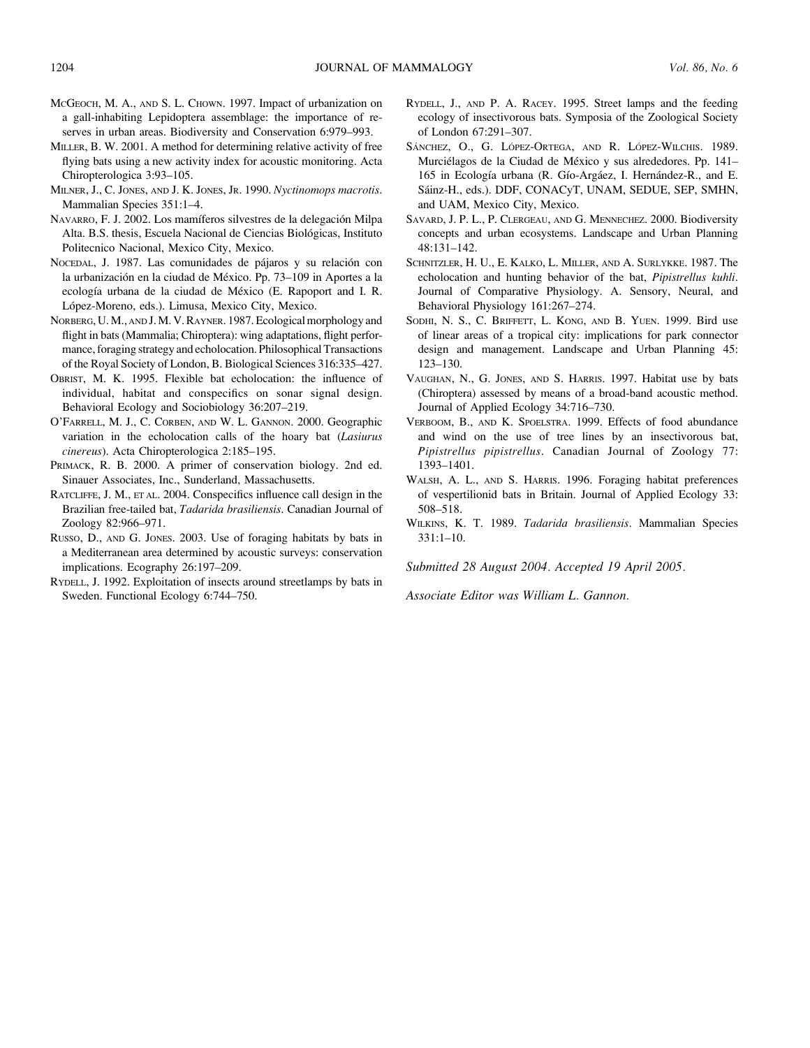McGeoch, M. A., and S. L. Chown. 1997. Impact of urbanization on a gall-inhabiting Lepidoptera assemblage: the importance of reserves in urban areas. Biodiversity and Conservation 6:979–993.

Miller, B. W. 2001. A method for determining relative activity of free flying bats using a new activity index for acoustic monitoring. Acta Chiropterologica 3:93–105.

Milner, J., C. Jones, and J. K. Jones, Jr. 1990. *Nyctinomops macrotis*. Mammalian Species 351:1–4.

Navarro, F. J. 2002. Los mamíferos silvestres de la delegación Milpa Alta. B.S. thesis, Escuela Nacional de Ciencias Biológicas, Instituto Politecnico Nacional, Mexico City, Mexico.

Nocedal, J. 1987. Las comunidades de pájaros y su relación con la urbanización en la ciudad de México. Pp. 73–109 in Aportes a la ecología urbana de la ciudad de México (E. Rapoport and I. R. López-Moreno, eds.). Limusa, Mexico City, Mexico.

Norberg, U. M., and J. M. V. Rayner. 1987. Ecological morphology and flight in bats (Mammalia; Chiroptera): wing adaptations, flight performance, foraging strategy and echolocation. Philosophical Transactions of the Royal Society of London, B. Biological Sciences 316:335–427.

Obrist, M. K. 1995. Flexible bat echolocation: the influence of individual, habitat and conspecifics on sonar signal design. Behavioral Ecology and Sociobiology 36:207–219.

O'Farrell, M. J., C. Corben, and W. L. Gannon. 2000. Geographic variation in the echolocation calls of the hoary bat (*Lasiurus cinereus*). Acta Chiropterologica 2:185–195.

Primack, R. B. 2000. A primer of conservation biology. 2nd ed. Sinauer Associates, Inc., Sunderland, Massachusetts.

Ratcliffe, J. M., et al. 2004. Conspecifics influence call design in the Brazilian free-tailed bat, *Tadarida brasiliensis*. Canadian Journal of Zoology 82:966–971.

Russo, D., and G. Jones. 2003. Use of foraging habitats by bats in a Mediterranean area determined by acoustic surveys: conservation implications. Ecography 26:197–209.

Rydell, J. 1992. Exploitation of insects around streetlamps by bats in Sweden. Functional Ecology 6:744–750.

Rydell, J., and P. A. Racey. 1995. Street lamps and the feeding ecology of insectivorous bats. Symposia of the Zoological Society of London 67:291–307.

Sánchez, O., G. López-Ortega, and R. López-Wilchis. 1989. Murciélagos de la Ciudad de México y sus alrededores. Pp. 141–165 in Ecología urbana (R. Gío-Argáez, I. Hernández-R., and E. Sáinz-H., eds.). DDF, CONACyT, UNAM, SEDUE, SEP, SMHN, and UAM, Mexico City, Mexico.

Savard, J. P. L., P. Clergeau, and G. Mennechez. 2000. Biodiversity concepts and urban ecosystems. Landscape and Urban Planning 48:131–142.

Schnitzler, H. U., E. Kalko, L. Miller, and A. Surlykke. 1987. The echolocation and hunting behavior of the bat, *Pipistrellus kuhli*. Journal of Comparative Physiology. A. Sensory, Neural, and Behavioral Physiology 161:267–274.

Sodhi, N. S., C. Briffett, L. Kong, and B. Yuen. 1999. Bird use of linear areas of a tropical city: implications for park connector design and management. Landscape and Urban Planning 45: 123–130.

Vaughan, N., G. Jones, and S. Harris. 1997. Habitat use by bats (Chiroptera) assessed by means of a broad-band acoustic method. Journal of Applied Ecology 34:716–730.

Verboom, B., and K. Spoelstra. 1999. Effects of food abundance and wind on the use of tree lines by an insectivorous bat, *Pipistrellus pipistrellus*. Canadian Journal of Zoology 77: 1393–1401.

Walsh, A. L., and S. Harris. 1996. Foraging habitat preferences of vespertilionid bats in Britain. Journal of Applied Ecology 33: 508–518.

Wilkins, K. T. 1989. *Tadarida brasiliensis*. Mammalian Species 331:1–10.

*Submitted 28 August 2004. Accepted 19 April 2005.*

*Associate Editor was William L. Gannon.*